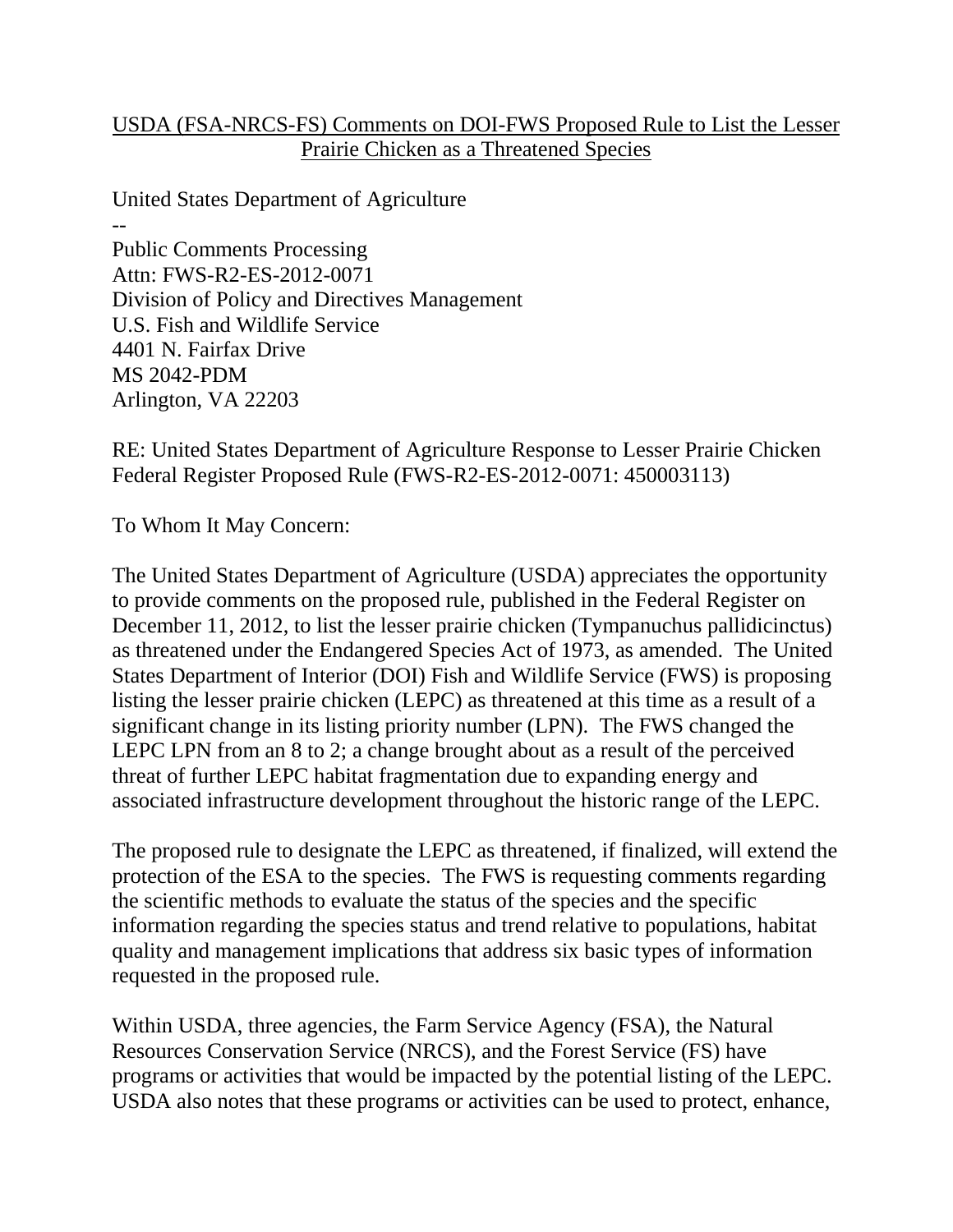<u>USDA (FSA-NRCS-FS) Comments on DOI-FWS Proposed Rule to List the Lesser Prairie Chicken as a Threatened Species</u>

United States Department of Agriculture
--
Public Comments Processing
Attn: FWS-R2-ES-2012-0071
Division of Policy and Directives Management
U.S. Fish and Wildlife Service
4401 N. Fairfax Drive
MS 2042-PDM
Arlington, VA 22203

RE: United States Department of Agriculture Response to Lesser Prairie Chicken Federal Register Proposed Rule (FWS-R2-ES-2012-0071: 450003113)

To Whom It May Concern:

The United States Department of Agriculture (USDA) appreciates the opportunity to provide comments on the proposed rule, published in the Federal Register on December 11, 2012, to list the lesser prairie chicken (Tympanuchus pallidicinctus) as threatened under the Endangered Species Act of 1973, as amended. The United States Department of Interior (DOI) Fish and Wildlife Service (FWS) is proposing listing the lesser prairie chicken (LEPC) as threatened at this time as a result of a significant change in its listing priority number (LPN). The FWS changed the LEPC LPN from an 8 to 2; a change brought about as a result of the perceived threat of further LEPC habitat fragmentation due to expanding energy and associated infrastructure development throughout the historic range of the LEPC.

The proposed rule to designate the LEPC as threatened, if finalized, will extend the protection of the ESA to the species. The FWS is requesting comments regarding the scientific methods to evaluate the status of the species and the specific information regarding the species status and trend relative to populations, habitat quality and management implications that address six basic types of information requested in the proposed rule.

Within USDA, three agencies, the Farm Service Agency (FSA), the Natural Resources Conservation Service (NRCS), and the Forest Service (FS) have programs or activities that would be impacted by the potential listing of the LEPC. USDA also notes that these programs or activities can be used to protect, enhance,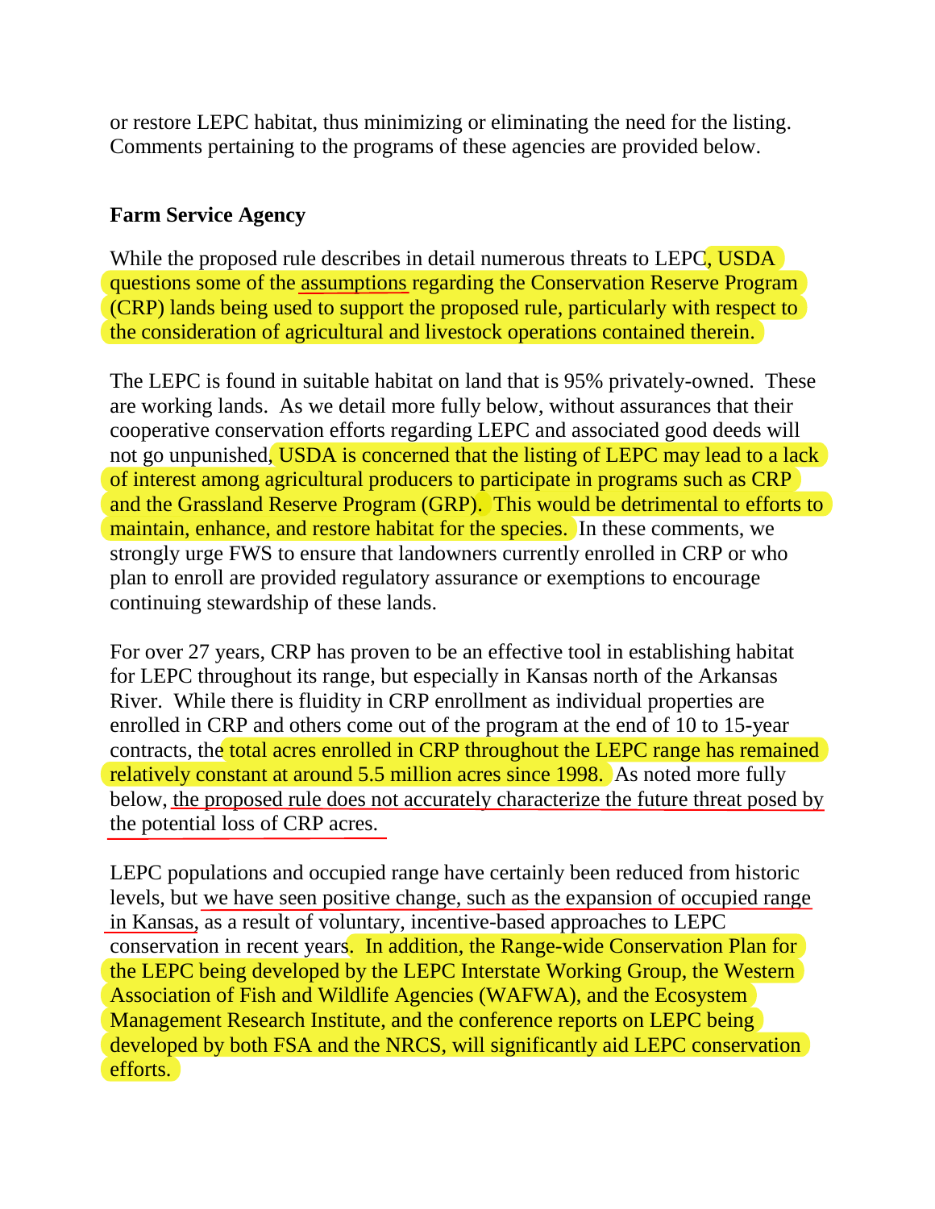or restore LEPC habitat, thus minimizing or eliminating the need for the listing. Comments pertaining to the programs of these agencies are provided below.

**Farm Service Agency**

While the proposed rule describes in detail numerous threats to LEPC, USDA questions some of the assumptions regarding the Conservation Reserve Program (CRP) lands being used to support the proposed rule, particularly with respect to the consideration of agricultural and livestock operations contained therein.

The LEPC is found in suitable habitat on land that is 95% privately-owned. These are working lands. As we detail more fully below, without assurances that their cooperative conservation efforts regarding LEPC and associated good deeds will not go unpunished, USDA is concerned that the listing of LEPC may lead to a lack of interest among agricultural producers to participate in programs such as CRP and the Grassland Reserve Program (GRP). This would be detrimental to efforts to maintain, enhance, and restore habitat for the species. In these comments, we strongly urge FWS to ensure that landowners currently enrolled in CRP or who plan to enroll are provided regulatory assurance or exemptions to encourage continuing stewardship of these lands.

For over 27 years, CRP has proven to be an effective tool in establishing habitat for LEPC throughout its range, but especially in Kansas north of the Arkansas River. While there is fluidity in CRP enrollment as individual properties are enrolled in CRP and others come out of the program at the end of 10 to 15-year contracts, the total acres enrolled in CRP throughout the LEPC range has remained relatively constant at around 5.5 million acres since 1998. As noted more fully below, the proposed rule does not accurately characterize the future threat posed by the potential loss of CRP acres.

LEPC populations and occupied range have certainly been reduced from historic levels, but we have seen positive change, such as the expansion of occupied range in Kansas, as a result of voluntary, incentive-based approaches to LEPC conservation in recent years. In addition, the Range-wide Conservation Plan for the LEPC being developed by the LEPC Interstate Working Group, the Western Association of Fish and Wildlife Agencies (WAFWA), and the Ecosystem Management Research Institute, and the conference reports on LEPC being developed by both FSA and the NRCS, will significantly aid LEPC conservation efforts.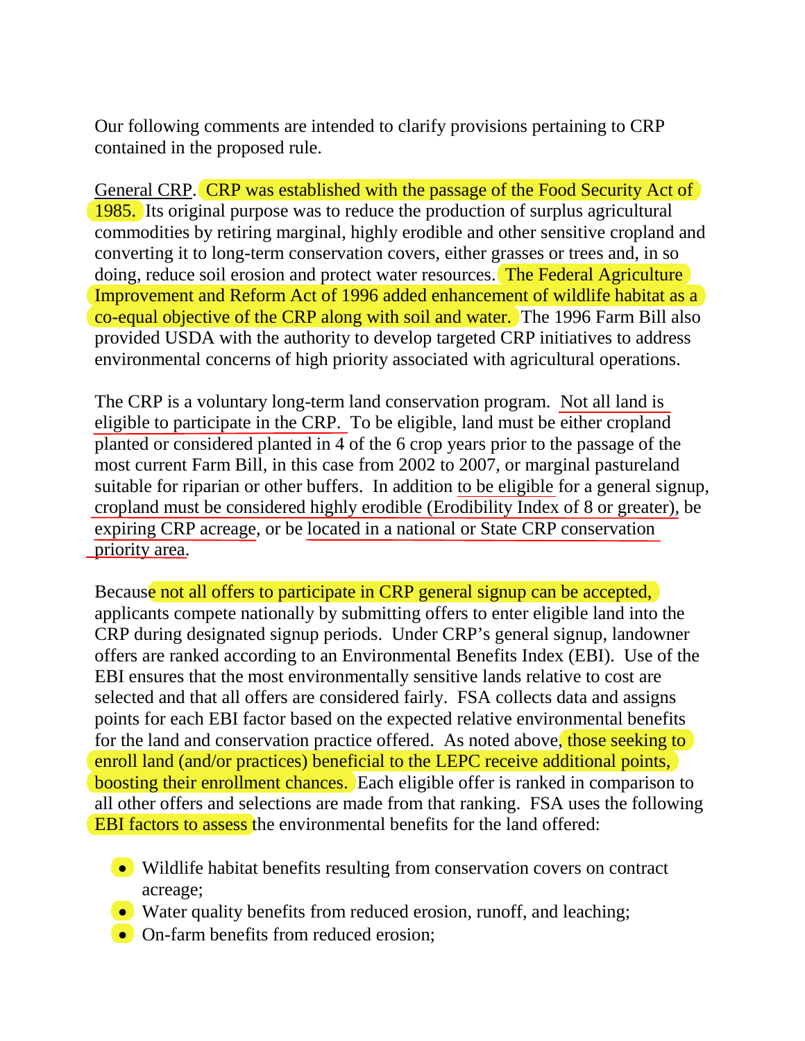Our following comments are intended to clarify provisions pertaining to CRP contained in the proposed rule.

General CRP. CRP was established with the passage of the Food Security Act of 1985. Its original purpose was to reduce the production of surplus agricultural commodities by retiring marginal, highly erodible and other sensitive cropland and converting it to long-term conservation covers, either grasses or trees and, in so doing, reduce soil erosion and protect water resources. The Federal Agriculture Improvement and Reform Act of 1996 added enhancement of wildlife habitat as a co-equal objective of the CRP along with soil and water. The 1996 Farm Bill also provided USDA with the authority to develop targeted CRP initiatives to address environmental concerns of high priority associated with agricultural operations.

The CRP is a voluntary long-term land conservation program. Not all land is eligible to participate in the CRP. To be eligible, land must be either cropland planted or considered planted in 4 of the 6 crop years prior to the passage of the most current Farm Bill, in this case from 2002 to 2007, or marginal pastureland suitable for riparian or other buffers. In addition to be eligible for a general signup, cropland must be considered highly erodible (Erodibility Index of 8 or greater), be expiring CRP acreage, or be located in a national or State CRP conservation priority area.

Because not all offers to participate in CRP general signup can be accepted, applicants compete nationally by submitting offers to enter eligible land into the CRP during designated signup periods. Under CRP's general signup, landowner offers are ranked according to an Environmental Benefits Index (EBI). Use of the EBI ensures that the most environmentally sensitive lands relative to cost are selected and that all offers are considered fairly. FSA collects data and assigns points for each EBI factor based on the expected relative environmental benefits for the land and conservation practice offered. As noted above, those seeking to enroll land (and/or practices) beneficial to the LEPC receive additional points, boosting their enrollment chances. Each eligible offer is ranked in comparison to all other offers and selections are made from that ranking. FSA uses the following EBI factors to assess the environmental benefits for the land offered:

- Wildlife habitat benefits resulting from conservation covers on contract acreage;
- Water quality benefits from reduced erosion, runoff, and leaching;
- On-farm benefits from reduced erosion;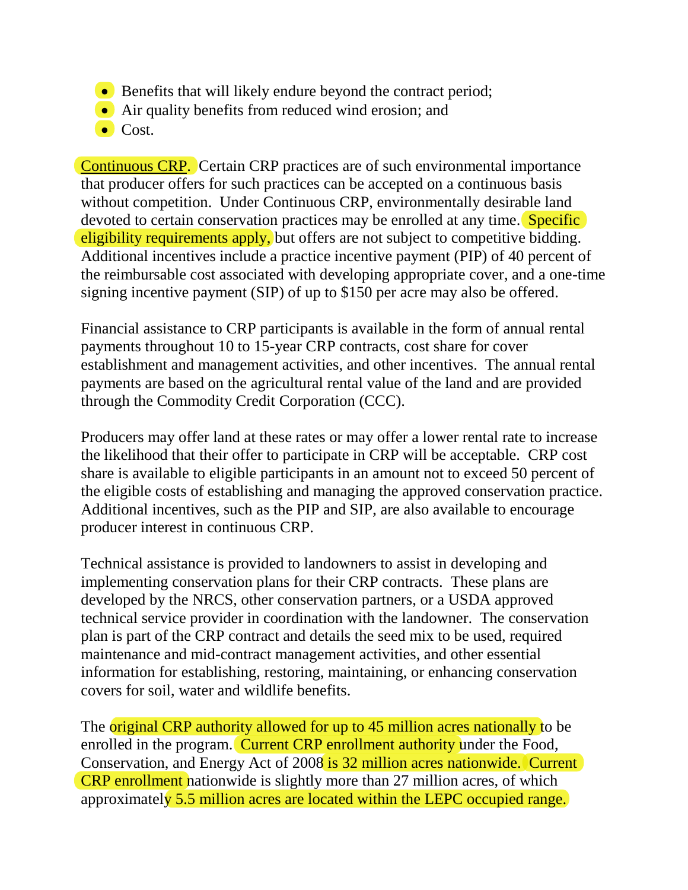- Benefits that will likely endure beyond the contract period;
- Air quality benefits from reduced wind erosion; and
- Cost.

Continuous CRP. Certain CRP practices are of such environmental importance that producer offers for such practices can be accepted on a continuous basis without competition. Under Continuous CRP, environmentally desirable land devoted to certain conservation practices may be enrolled at any time. Specific eligibility requirements apply, but offers are not subject to competitive bidding. Additional incentives include a practice incentive payment (PIP) of 40 percent of the reimbursable cost associated with developing appropriate cover, and a one-time signing incentive payment (SIP) of up to $150 per acre may also be offered.

Financial assistance to CRP participants is available in the form of annual rental payments throughout 10 to 15-year CRP contracts, cost share for cover establishment and management activities, and other incentives. The annual rental payments are based on the agricultural rental value of the land and are provided through the Commodity Credit Corporation (CCC).

Producers may offer land at these rates or may offer a lower rental rate to increase the likelihood that their offer to participate in CRP will be acceptable. CRP cost share is available to eligible participants in an amount not to exceed 50 percent of the eligible costs of establishing and managing the approved conservation practice. Additional incentives, such as the PIP and SIP, are also available to encourage producer interest in continuous CRP.

Technical assistance is provided to landowners to assist in developing and implementing conservation plans for their CRP contracts. These plans are developed by the NRCS, other conservation partners, or a USDA approved technical service provider in coordination with the landowner. The conservation plan is part of the CRP contract and details the seed mix to be used, required maintenance and mid-contract management activities, and other essential information for establishing, restoring, maintaining, or enhancing conservation covers for soil, water and wildlife benefits.

The original CRP authority allowed for up to 45 million acres nationally to be enrolled in the program. Current CRP enrollment authority under the Food, Conservation, and Energy Act of 2008 is 32 million acres nationwide. Current CRP enrollment nationwide is slightly more than 27 million acres, of which approximately 5.5 million acres are located within the LEPC occupied range.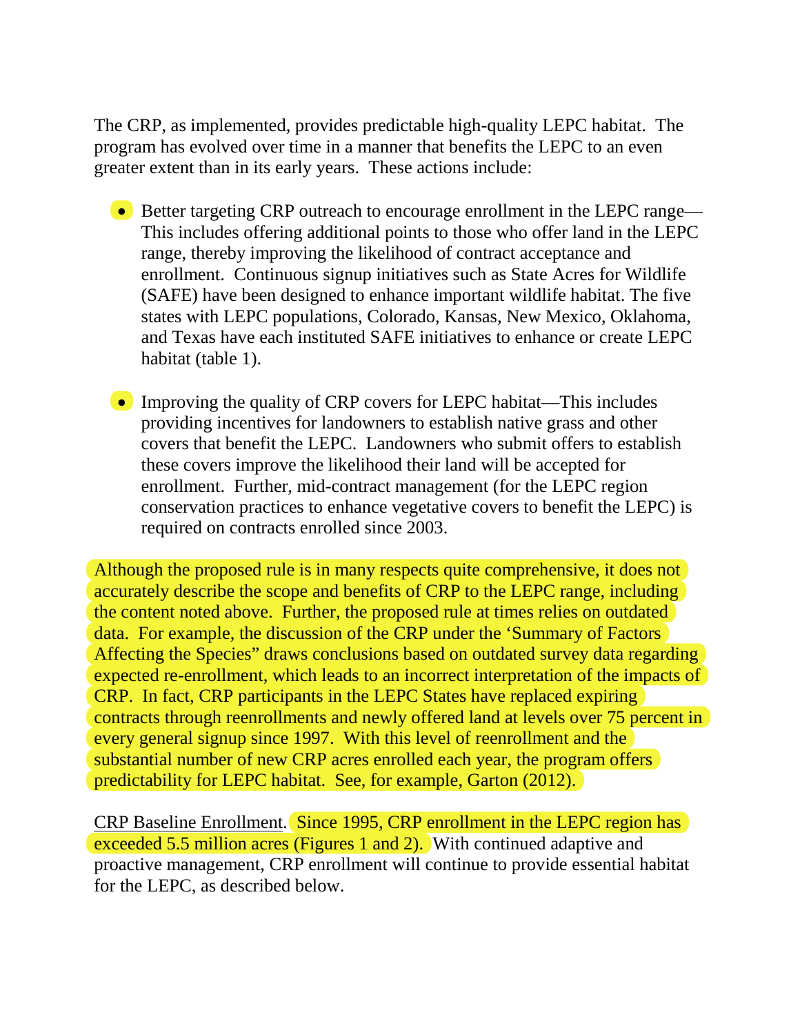The CRP, as implemented, provides predictable high-quality LEPC habitat. The program has evolved over time in a manner that benefits the LEPC to an even greater extent than in its early years. These actions include:

- Better targeting CRP outreach to encourage enrollment in the LEPC range—This includes offering additional points to those who offer land in the LEPC range, thereby improving the likelihood of contract acceptance and enrollment. Continuous signup initiatives such as State Acres for Wildlife (SAFE) have been designed to enhance important wildlife habitat. The five states with LEPC populations, Colorado, Kansas, New Mexico, Oklahoma, and Texas have each instituted SAFE initiatives to enhance or create LEPC habitat (table 1).

- Improving the quality of CRP covers for LEPC habitat—This includes providing incentives for landowners to establish native grass and other covers that benefit the LEPC. Landowners who submit offers to establish these covers improve the likelihood their land will be accepted for enrollment. Further, mid-contract management (for the LEPC region conservation practices to enhance vegetative covers to benefit the LEPC) is required on contracts enrolled since 2003.

Although the proposed rule is in many respects quite comprehensive, it does not accurately describe the scope and benefits of CRP to the LEPC range, including the content noted above. Further, the proposed rule at times relies on outdated data. For example, the discussion of the CRP under the 'Summary of Factors Affecting the Species" draws conclusions based on outdated survey data regarding expected re-enrollment, which leads to an incorrect interpretation of the impacts of CRP. In fact, CRP participants in the LEPC States have replaced expiring contracts through reenrollments and newly offered land at levels over 75 percent in every general signup since 1997. With this level of reenrollment and the substantial number of new CRP acres enrolled each year, the program offers predictability for LEPC habitat. See, for example, Garton (2012).

CRP Baseline Enrollment. Since 1995, CRP enrollment in the LEPC region has exceeded 5.5 million acres (Figures 1 and 2). With continued adaptive and proactive management, CRP enrollment will continue to provide essential habitat for the LEPC, as described below.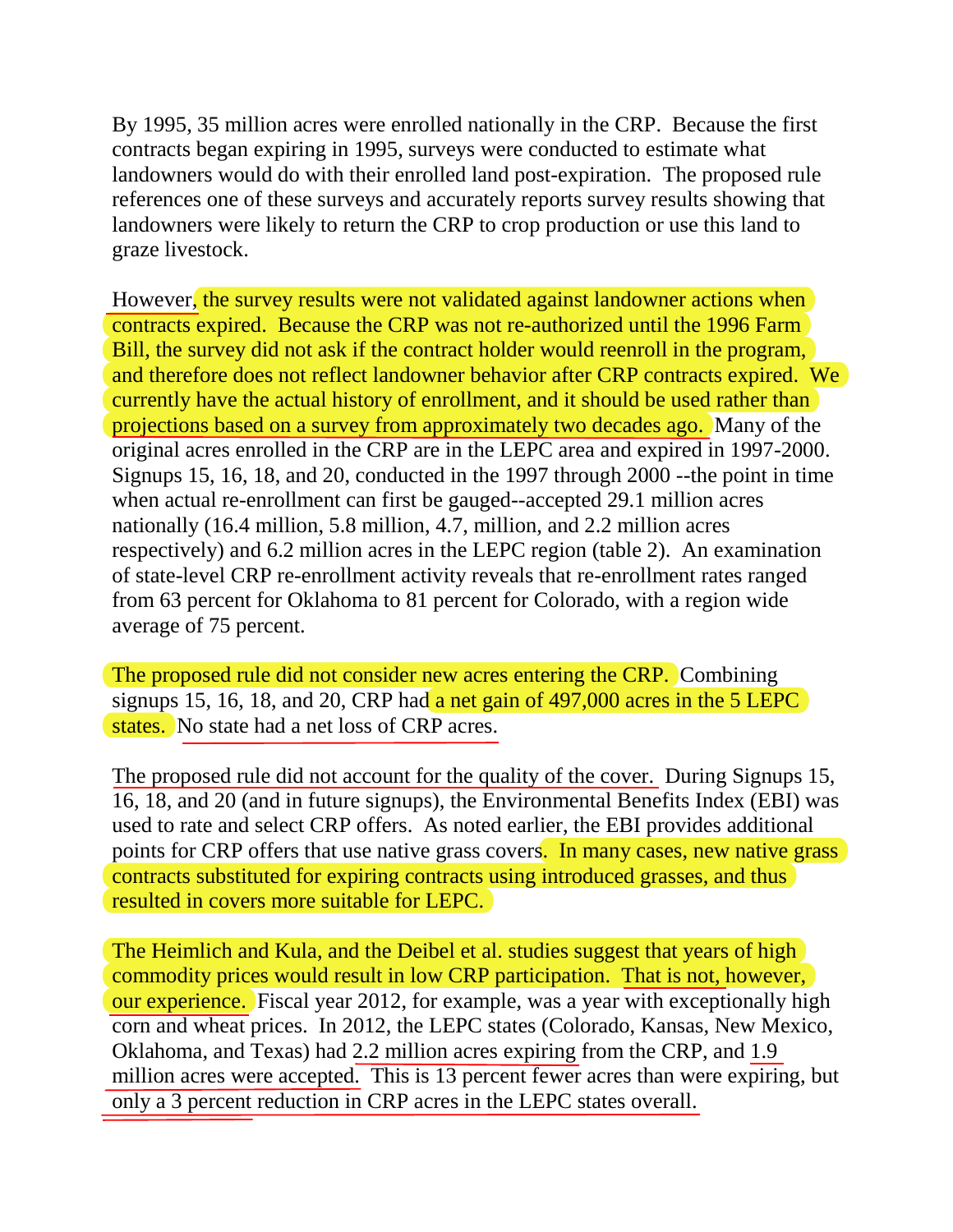By 1995, 35 million acres were enrolled nationally in the CRP. Because the first contracts began expiring in 1995, surveys were conducted to estimate what landowners would do with their enrolled land post-expiration. The proposed rule references one of these surveys and accurately reports survey results showing that landowners were likely to return the CRP to crop production or use this land to graze livestock.

However, the survey results were not validated against landowner actions when contracts expired. Because the CRP was not re-authorized until the 1996 Farm Bill, the survey did not ask if the contract holder would reenroll in the program, and therefore does not reflect landowner behavior after CRP contracts expired. We currently have the actual history of enrollment, and it should be used rather than projections based on a survey from approximately two decades ago. Many of the original acres enrolled in the CRP are in the LEPC area and expired in 1997-2000. Signups 15, 16, 18, and 20, conducted in the 1997 through 2000 --the point in time when actual re-enrollment can first be gauged--accepted 29.1 million acres nationally (16.4 million, 5.8 million, 4.7, million, and 2.2 million acres respectively) and 6.2 million acres in the LEPC region (table 2). An examination of state-level CRP re-enrollment activity reveals that re-enrollment rates ranged from 63 percent for Oklahoma to 81 percent for Colorado, with a region wide average of 75 percent.

The proposed rule did not consider new acres entering the CRP. Combining signups 15, 16, 18, and 20, CRP had a net gain of 497,000 acres in the 5 LEPC states. No state had a net loss of CRP acres.

The proposed rule did not account for the quality of the cover. During Signups 15, 16, 18, and 20 (and in future signups), the Environmental Benefits Index (EBI) was used to rate and select CRP offers. As noted earlier, the EBI provides additional points for CRP offers that use native grass covers. In many cases, new native grass contracts substituted for expiring contracts using introduced grasses, and thus resulted in covers more suitable for LEPC.

The Heimlich and Kula, and the Deibel et al. studies suggest that years of high commodity prices would result in low CRP participation. That is not, however, our experience. Fiscal year 2012, for example, was a year with exceptionally high corn and wheat prices. In 2012, the LEPC states (Colorado, Kansas, New Mexico, Oklahoma, and Texas) had 2.2 million acres expiring from the CRP, and 1.9 million acres were accepted. This is 13 percent fewer acres than were expiring, but only a 3 percent reduction in CRP acres in the LEPC states overall.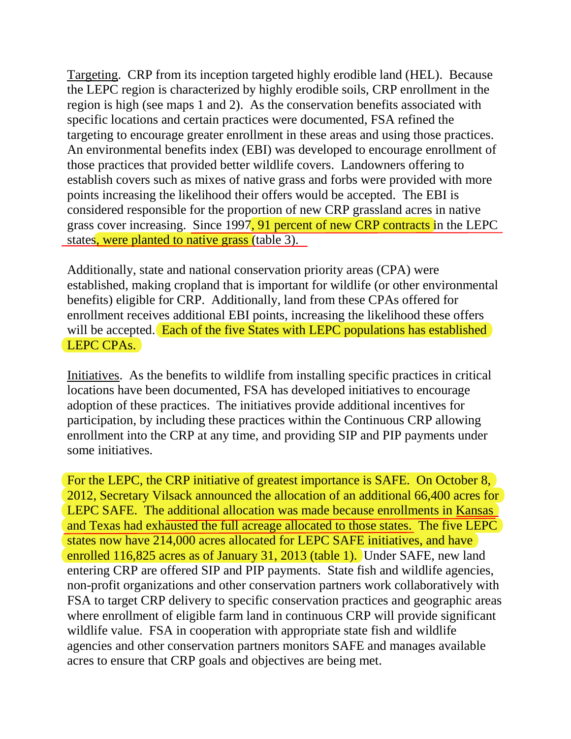Targeting. CRP from its inception targeted highly erodible land (HEL). Because the LEPC region is characterized by highly erodible soils, CRP enrollment in the region is high (see maps 1 and 2). As the conservation benefits associated with specific locations and certain practices were documented, FSA refined the targeting to encourage greater enrollment in these areas and using those practices. An environmental benefits index (EBI) was developed to encourage enrollment of those practices that provided better wildlife covers. Landowners offering to establish covers such as mixes of native grass and forbs were provided with more points increasing the likelihood their offers would be accepted. The EBI is considered responsible for the proportion of new CRP grassland acres in native grass cover increasing. Since 1997, 91 percent of new CRP contracts in the LEPC states, were planted to native grass (table 3).

Additionally, state and national conservation priority areas (CPA) were established, making cropland that is important for wildlife (or other environmental benefits) eligible for CRP. Additionally, land from these CPAs offered for enrollment receives additional EBI points, increasing the likelihood these offers will be accepted. Each of the five States with LEPC populations has established LEPC CPAs.

Initiatives. As the benefits to wildlife from installing specific practices in critical locations have been documented, FSA has developed initiatives to encourage adoption of these practices. The initiatives provide additional incentives for participation, by including these practices within the Continuous CRP allowing enrollment into the CRP at any time, and providing SIP and PIP payments under some initiatives.

For the LEPC, the CRP initiative of greatest importance is SAFE. On October 8, 2012, Secretary Vilsack announced the allocation of an additional 66,400 acres for LEPC SAFE. The additional allocation was made because enrollments in Kansas and Texas had exhausted the full acreage allocated to those states. The five LEPC states now have 214,000 acres allocated for LEPC SAFE initiatives, and have enrolled 116,825 acres as of January 31, 2013 (table 1). Under SAFE, new land entering CRP are offered SIP and PIP payments. State fish and wildlife agencies, non-profit organizations and other conservation partners work collaboratively with FSA to target CRP delivery to specific conservation practices and geographic areas where enrollment of eligible farm land in continuous CRP will provide significant wildlife value. FSA in cooperation with appropriate state fish and wildlife agencies and other conservation partners monitors SAFE and manages available acres to ensure that CRP goals and objectives are being met.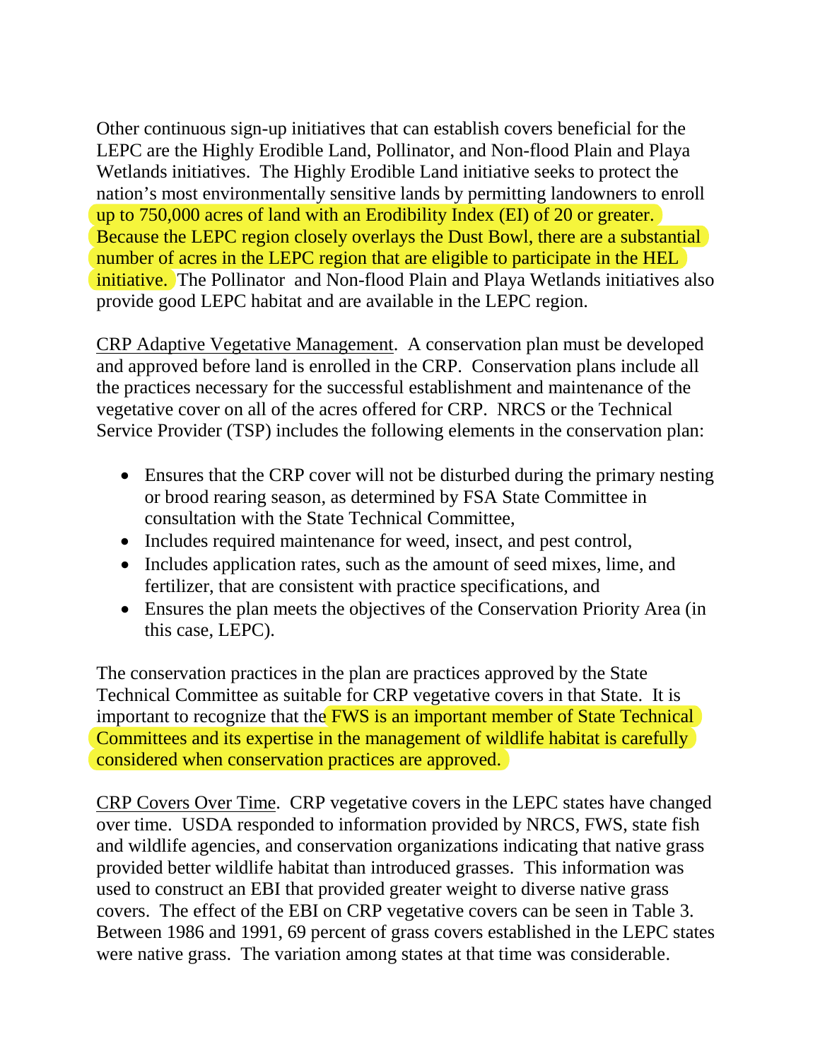Other continuous sign-up initiatives that can establish covers beneficial for the LEPC are the Highly Erodible Land, Pollinator, and Non-flood Plain and Playa Wetlands initiatives. The Highly Erodible Land initiative seeks to protect the nation's most environmentally sensitive lands by permitting landowners to enroll up to 750,000 acres of land with an Erodibility Index (EI) of 20 or greater. Because the LEPC region closely overlays the Dust Bowl, there are a substantial number of acres in the LEPC region that are eligible to participate in the HEL initiative. The Pollinator and Non-flood Plain and Playa Wetlands initiatives also provide good LEPC habitat and are available in the LEPC region.

<u>CRP Adaptive Vegetative Management</u>. A conservation plan must be developed and approved before land is enrolled in the CRP. Conservation plans include all the practices necessary for the successful establishment and maintenance of the vegetative cover on all of the acres offered for CRP. NRCS or the Technical Service Provider (TSP) includes the following elements in the conservation plan:

- Ensures that the CRP cover will not be disturbed during the primary nesting or brood rearing season, as determined by FSA State Committee in consultation with the State Technical Committee,
- Includes required maintenance for weed, insect, and pest control,
- Includes application rates, such as the amount of seed mixes, lime, and fertilizer, that are consistent with practice specifications, and
- Ensures the plan meets the objectives of the Conservation Priority Area (in this case, LEPC).

The conservation practices in the plan are practices approved by the State Technical Committee as suitable for CRP vegetative covers in that State. It is important to recognize that the FWS is an important member of State Technical Committees and its expertise in the management of wildlife habitat is carefully considered when conservation practices are approved.

<u>CRP Covers Over Time</u>. CRP vegetative covers in the LEPC states have changed over time. USDA responded to information provided by NRCS, FWS, state fish and wildlife agencies, and conservation organizations indicating that native grass provided better wildlife habitat than introduced grasses. This information was used to construct an EBI that provided greater weight to diverse native grass covers. The effect of the EBI on CRP vegetative covers can be seen in Table 3. Between 1986 and 1991, 69 percent of grass covers established in the LEPC states were native grass. The variation among states at that time was considerable.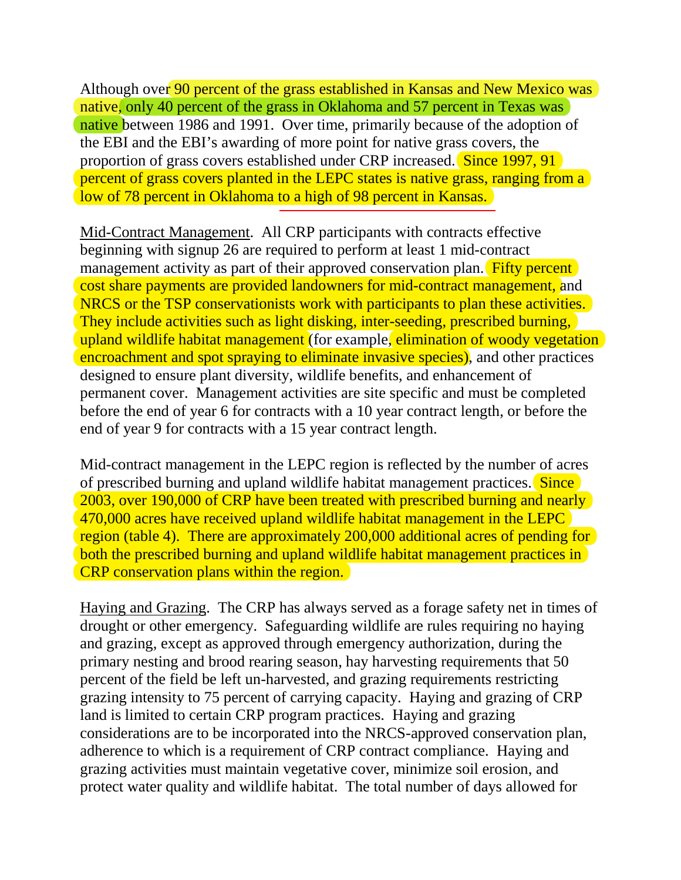Although over 90 percent of the grass established in Kansas and New Mexico was native, only 40 percent of the grass in Oklahoma and 57 percent in Texas was native between 1986 and 1991. Over time, primarily because of the adoption of the EBI and the EBI's awarding of more point for native grass covers, the proportion of grass covers established under CRP increased. Since 1997, 91 percent of grass covers planted in the LEPC states is native grass, ranging from a low of 78 percent in Oklahoma to a high of 98 percent in Kansas.

Mid-Contract Management. All CRP participants with contracts effective beginning with signup 26 are required to perform at least 1 mid-contract management activity as part of their approved conservation plan. Fifty percent cost share payments are provided landowners for mid-contract management, and NRCS or the TSP conservationists work with participants to plan these activities. They include activities such as light disking, inter-seeding, prescribed burning, upland wildlife habitat management (for example, elimination of woody vegetation encroachment and spot spraying to eliminate invasive species), and other practices designed to ensure plant diversity, wildlife benefits, and enhancement of permanent cover. Management activities are site specific and must be completed before the end of year 6 for contracts with a 10 year contract length, or before the end of year 9 for contracts with a 15 year contract length.

Mid-contract management in the LEPC region is reflected by the number of acres of prescribed burning and upland wildlife habitat management practices. Since 2003, over 190,000 of CRP have been treated with prescribed burning and nearly 470,000 acres have received upland wildlife habitat management in the LEPC region (table 4). There are approximately 200,000 additional acres of pending for both the prescribed burning and upland wildlife habitat management practices in CRP conservation plans within the region.

Haying and Grazing. The CRP has always served as a forage safety net in times of drought or other emergency. Safeguarding wildlife are rules requiring no haying and grazing, except as approved through emergency authorization, during the primary nesting and brood rearing season, hay harvesting requirements that 50 percent of the field be left un-harvested, and grazing requirements restricting grazing intensity to 75 percent of carrying capacity. Haying and grazing of CRP land is limited to certain CRP program practices. Haying and grazing considerations are to be incorporated into the NRCS-approved conservation plan, adherence to which is a requirement of CRP contract compliance. Haying and grazing activities must maintain vegetative cover, minimize soil erosion, and protect water quality and wildlife habitat. The total number of days allowed for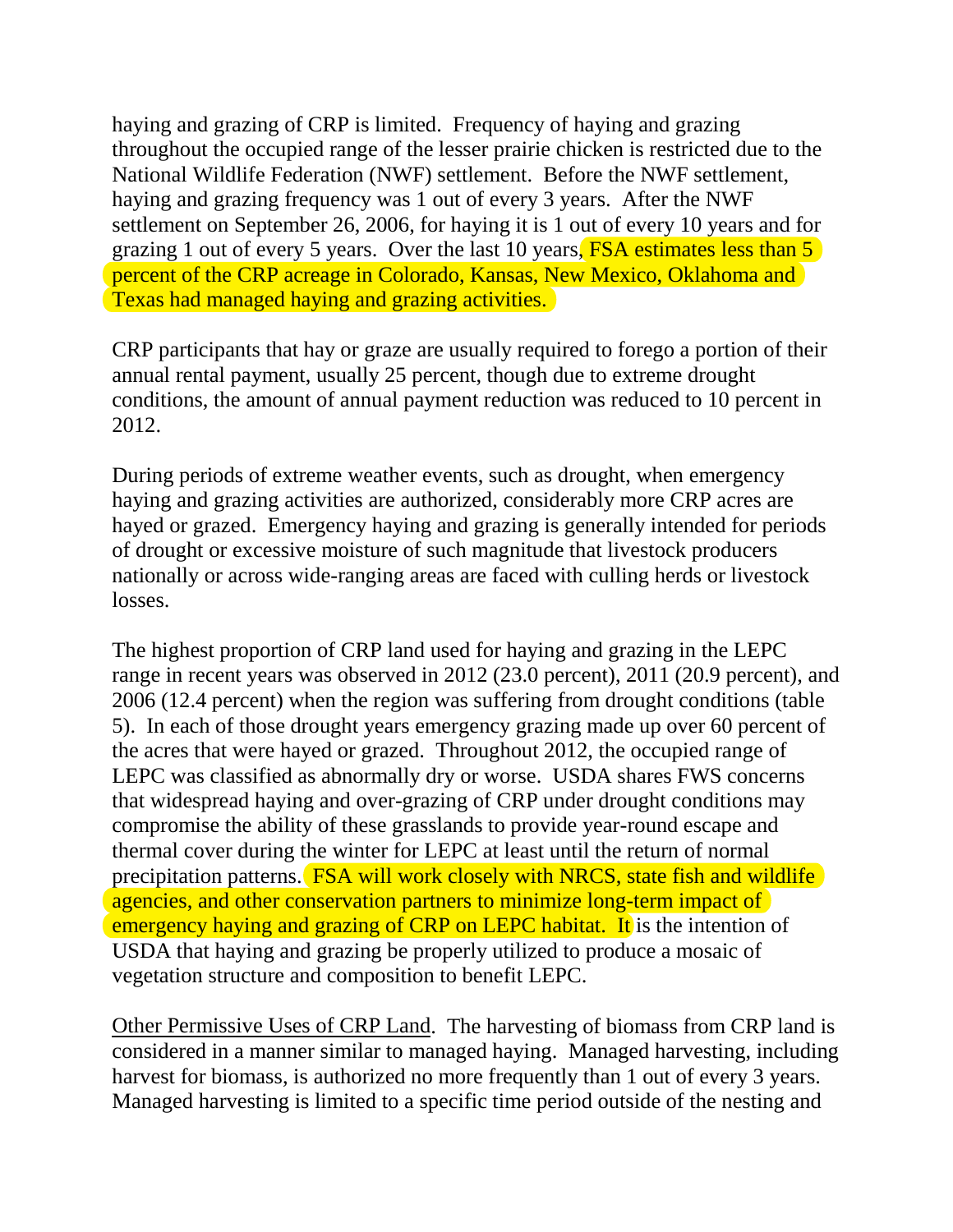haying and grazing of CRP is limited. Frequency of haying and grazing throughout the occupied range of the lesser prairie chicken is restricted due to the National Wildlife Federation (NWF) settlement. Before the NWF settlement, haying and grazing frequency was 1 out of every 3 years. After the NWF settlement on September 26, 2006, for haying it is 1 out of every 10 years and for grazing 1 out of every 5 years. Over the last 10 years, FSA estimates less than 5 percent of the CRP acreage in Colorado, Kansas, New Mexico, Oklahoma and Texas had managed haying and grazing activities.

CRP participants that hay or graze are usually required to forego a portion of their annual rental payment, usually 25 percent, though due to extreme drought conditions, the amount of annual payment reduction was reduced to 10 percent in 2012.

During periods of extreme weather events, such as drought, when emergency haying and grazing activities are authorized, considerably more CRP acres are hayed or grazed. Emergency haying and grazing is generally intended for periods of drought or excessive moisture of such magnitude that livestock producers nationally or across wide-ranging areas are faced with culling herds or livestock losses.

The highest proportion of CRP land used for haying and grazing in the LEPC range in recent years was observed in 2012 (23.0 percent), 2011 (20.9 percent), and 2006 (12.4 percent) when the region was suffering from drought conditions (table 5). In each of those drought years emergency grazing made up over 60 percent of the acres that were hayed or grazed. Throughout 2012, the occupied range of LEPC was classified as abnormally dry or worse. USDA shares FWS concerns that widespread haying and over-grazing of CRP under drought conditions may compromise the ability of these grasslands to provide year-round escape and thermal cover during the winter for LEPC at least until the return of normal precipitation patterns. FSA will work closely with NRCS, state fish and wildlife agencies, and other conservation partners to minimize long-term impact of emergency haying and grazing of CRP on LEPC habitat. It is the intention of USDA that haying and grazing be properly utilized to produce a mosaic of vegetation structure and composition to benefit LEPC.

Other Permissive Uses of CRP Land. The harvesting of biomass from CRP land is considered in a manner similar to managed haying. Managed harvesting, including harvest for biomass, is authorized no more frequently than 1 out of every 3 years. Managed harvesting is limited to a specific time period outside of the nesting and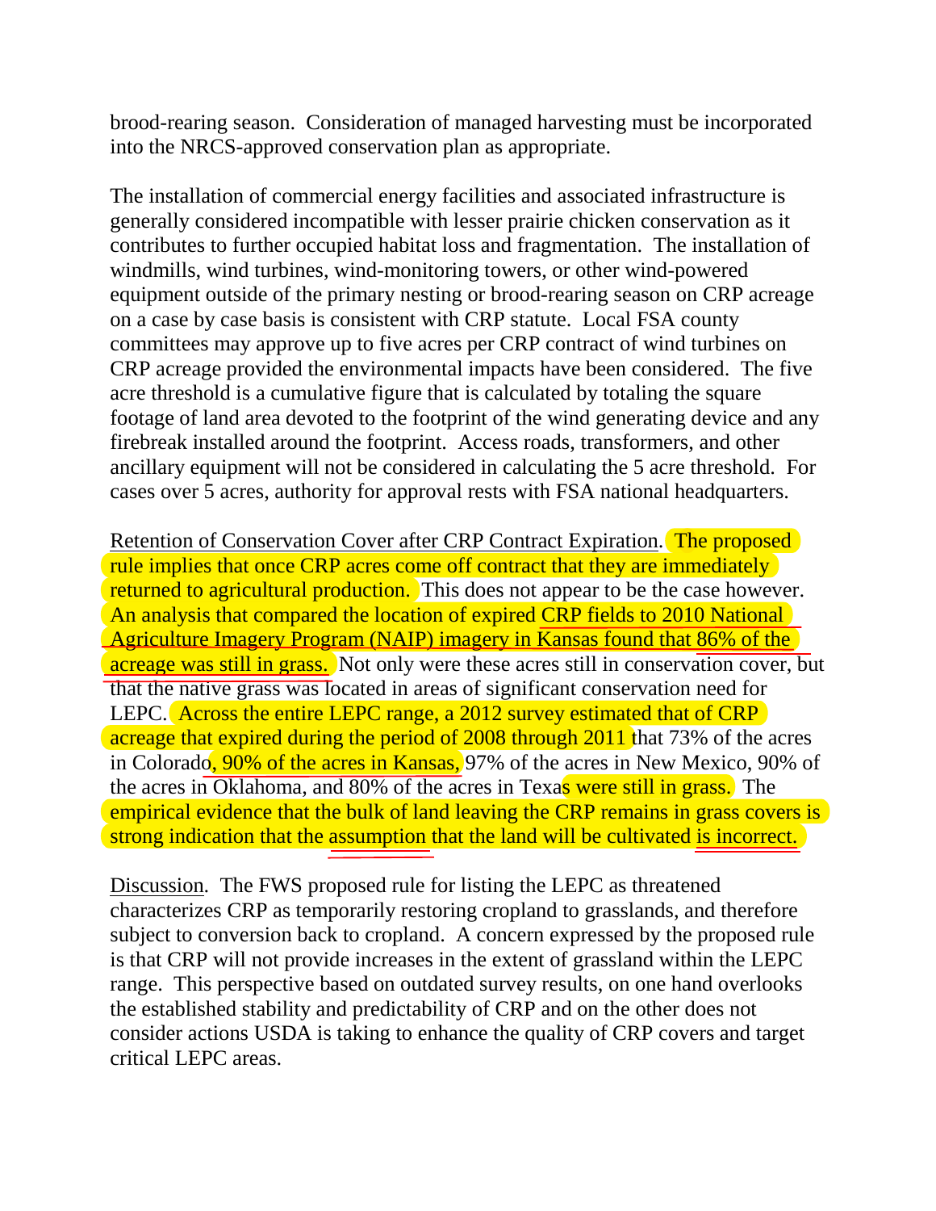brood-rearing season. Consideration of managed harvesting must be incorporated into the NRCS-approved conservation plan as appropriate.

The installation of commercial energy facilities and associated infrastructure is generally considered incompatible with lesser prairie chicken conservation as it contributes to further occupied habitat loss and fragmentation. The installation of windmills, wind turbines, wind-monitoring towers, or other wind-powered equipment outside of the primary nesting or brood-rearing season on CRP acreage on a case by case basis is consistent with CRP statute. Local FSA county committees may approve up to five acres per CRP contract of wind turbines on CRP acreage provided the environmental impacts have been considered. The five acre threshold is a cumulative figure that is calculated by totaling the square footage of land area devoted to the footprint of the wind generating device and any firebreak installed around the footprint. Access roads, transformers, and other ancillary equipment will not be considered in calculating the 5 acre threshold. For cases over 5 acres, authority for approval rests with FSA national headquarters.

Retention of Conservation Cover after CRP Contract Expiration. The proposed rule implies that once CRP acres come off contract that they are immediately returned to agricultural production. This does not appear to be the case however. An analysis that compared the location of expired CRP fields to 2010 National Agriculture Imagery Program (NAIP) imagery in Kansas found that 86% of the acreage was still in grass. Not only were these acres still in conservation cover, but that the native grass was located in areas of significant conservation need for LEPC. Across the entire LEPC range, a 2012 survey estimated that of CRP acreage that expired during the period of 2008 through 2011 that 73% of the acres in Colorado, 90% of the acres in Kansas, 97% of the acres in New Mexico, 90% of the acres in Oklahoma, and 80% of the acres in Texas were still in grass. The empirical evidence that the bulk of land leaving the CRP remains in grass covers is strong indication that the assumption that the land will be cultivated is incorrect.

Discussion. The FWS proposed rule for listing the LEPC as threatened characterizes CRP as temporarily restoring cropland to grasslands, and therefore subject to conversion back to cropland. A concern expressed by the proposed rule is that CRP will not provide increases in the extent of grassland within the LEPC range. This perspective based on outdated survey results, on one hand overlooks the established stability and predictability of CRP and on the other does not consider actions USDA is taking to enhance the quality of CRP covers and target critical LEPC areas.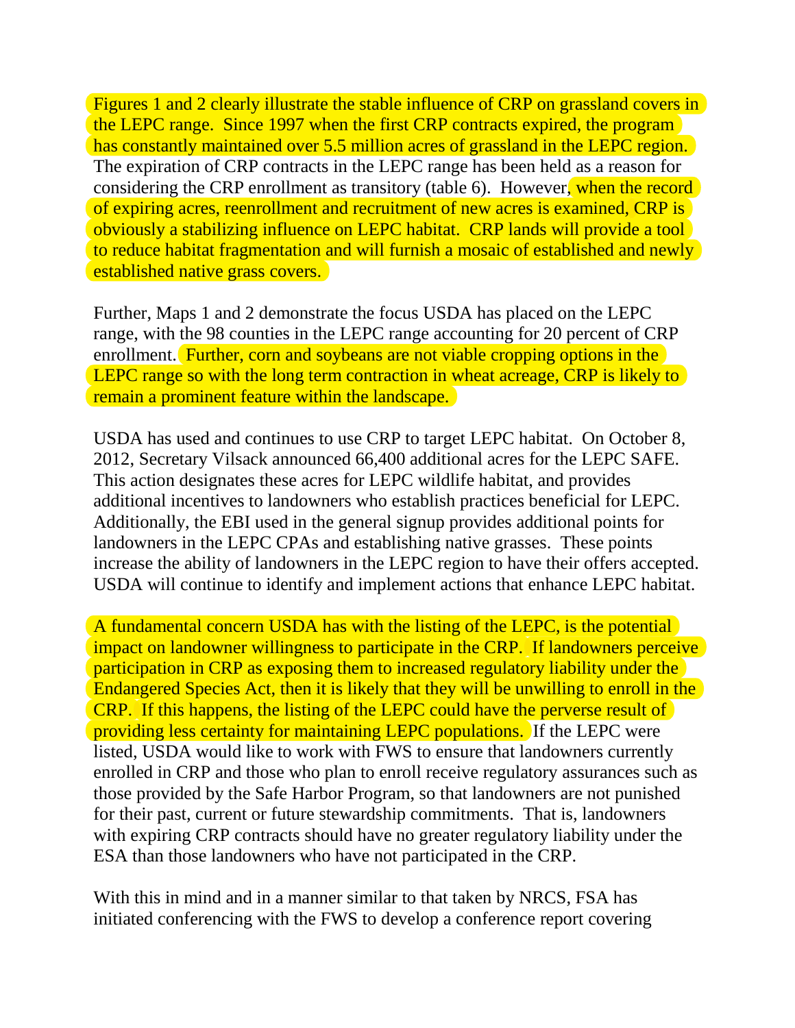Figures 1 and 2 clearly illustrate the stable influence of CRP on grassland covers in the LEPC range. Since 1997 when the first CRP contracts expired, the program has constantly maintained over 5.5 million acres of grassland in the LEPC region. The expiration of CRP contracts in the LEPC range has been held as a reason for considering the CRP enrollment as transitory (table 6). However, when the record of expiring acres, reenrollment and recruitment of new acres is examined, CRP is obviously a stabilizing influence on LEPC habitat. CRP lands will provide a tool to reduce habitat fragmentation and will furnish a mosaic of established and newly established native grass covers.

Further, Maps 1 and 2 demonstrate the focus USDA has placed on the LEPC range, with the 98 counties in the LEPC range accounting for 20 percent of CRP enrollment. Further, corn and soybeans are not viable cropping options in the LEPC range so with the long term contraction in wheat acreage, CRP is likely to remain a prominent feature within the landscape.

USDA has used and continues to use CRP to target LEPC habitat. On October 8, 2012, Secretary Vilsack announced 66,400 additional acres for the LEPC SAFE. This action designates these acres for LEPC wildlife habitat, and provides additional incentives to landowners who establish practices beneficial for LEPC. Additionally, the EBI used in the general signup provides additional points for landowners in the LEPC CPAs and establishing native grasses. These points increase the ability of landowners in the LEPC region to have their offers accepted. USDA will continue to identify and implement actions that enhance LEPC habitat.

A fundamental concern USDA has with the listing of the LEPC, is the potential impact on landowner willingness to participate in the CRP. If landowners perceive participation in CRP as exposing them to increased regulatory liability under the Endangered Species Act, then it is likely that they will be unwilling to enroll in the CRP. If this happens, the listing of the LEPC could have the perverse result of providing less certainty for maintaining LEPC populations. If the LEPC were listed, USDA would like to work with FWS to ensure that landowners currently enrolled in CRP and those who plan to enroll receive regulatory assurances such as those provided by the Safe Harbor Program, so that landowners are not punished for their past, current or future stewardship commitments. That is, landowners with expiring CRP contracts should have no greater regulatory liability under the ESA than those landowners who have not participated in the CRP.

With this in mind and in a manner similar to that taken by NRCS, FSA has initiated conferencing with the FWS to develop a conference report covering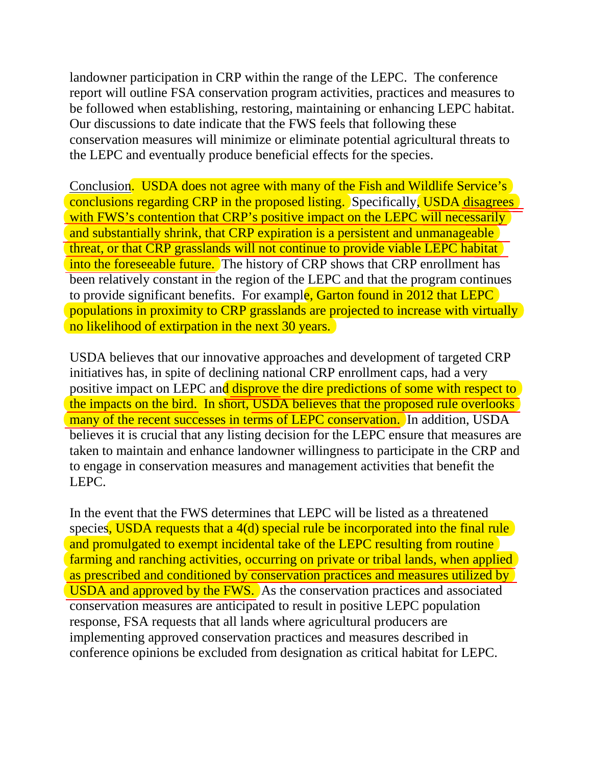landowner participation in CRP within the range of the LEPC. The conference report will outline FSA conservation program activities, practices and measures to be followed when establishing, restoring, maintaining or enhancing LEPC habitat. Our discussions to date indicate that the FWS feels that following these conservation measures will minimize or eliminate potential agricultural threats to the LEPC and eventually produce beneficial effects for the species.

Conclusion. USDA does not agree with many of the Fish and Wildlife Service's conclusions regarding CRP in the proposed listing. Specifically, USDA disagrees with FWS's contention that CRP's positive impact on the LEPC will necessarily and substantially shrink, that CRP expiration is a persistent and unmanageable threat, or that CRP grasslands will not continue to provide viable LEPC habitat into the foreseeable future. The history of CRP shows that CRP enrollment has been relatively constant in the region of the LEPC and that the program continues to provide significant benefits. For example, Garton found in 2012 that LEPC populations in proximity to CRP grasslands are projected to increase with virtually no likelihood of extirpation in the next 30 years.

USDA believes that our innovative approaches and development of targeted CRP initiatives has, in spite of declining national CRP enrollment caps, had a very positive impact on LEPC and disprove the dire predictions of some with respect to the impacts on the bird. In short, USDA believes that the proposed rule overlooks many of the recent successes in terms of LEPC conservation. In addition, USDA believes it is crucial that any listing decision for the LEPC ensure that measures are taken to maintain and enhance landowner willingness to participate in the CRP and to engage in conservation measures and management activities that benefit the LEPC.

In the event that the FWS determines that LEPC will be listed as a threatened species, USDA requests that a 4(d) special rule be incorporated into the final rule and promulgated to exempt incidental take of the LEPC resulting from routine farming and ranching activities, occurring on private or tribal lands, when applied as prescribed and conditioned by conservation practices and measures utilized by USDA and approved by the FWS. As the conservation practices and associated conservation measures are anticipated to result in positive LEPC population response, FSA requests that all lands where agricultural producers are implementing approved conservation practices and measures described in conference opinions be excluded from designation as critical habitat for LEPC.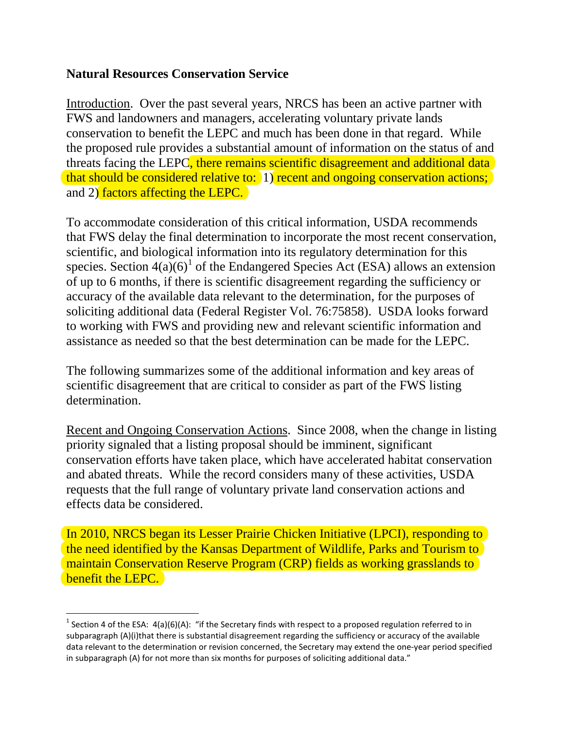**Natural Resources Conservation Service**

Introduction. Over the past several years, NRCS has been an active partner with FWS and landowners and managers, accelerating voluntary private lands conservation to benefit the LEPC and much has been done in that regard. While the proposed rule provides a substantial amount of information on the status of and threats facing the LEPC, there remains scientific disagreement and additional data that should be considered relative to: 1) recent and ongoing conservation actions; and 2) factors affecting the LEPC.

To accommodate consideration of this critical information, USDA recommends that FWS delay the final determination to incorporate the most recent conservation, scientific, and biological information into its regulatory determination for this species. Section 4(a)(6)[1] of the Endangered Species Act (ESA) allows an extension of up to 6 months, if there is scientific disagreement regarding the sufficiency or accuracy of the available data relevant to the determination, for the purposes of soliciting additional data (Federal Register Vol. 76:75858). USDA looks forward to working with FWS and providing new and relevant scientific information and assistance as needed so that the best determination can be made for the LEPC.

The following summarizes some of the additional information and key areas of scientific disagreement that are critical to consider as part of the FWS listing determination.

Recent and Ongoing Conservation Actions. Since 2008, when the change in listing priority signaled that a listing proposal should be imminent, significant conservation efforts have taken place, which have accelerated habitat conservation and abated threats. While the record considers many of these activities, USDA requests that the full range of voluntary private land conservation actions and effects data be considered.

In 2010, NRCS began its Lesser Prairie Chicken Initiative (LPCI), responding to the need identified by the Kansas Department of Wildlife, Parks and Tourism to maintain Conservation Reserve Program (CRP) fields as working grasslands to benefit the LEPC.

---

[1] Section 4 of the ESA: 4(a)(6)(A): "if the Secretary finds with respect to a proposed regulation referred to in subparagraph (A)(i)that there is substantial disagreement regarding the sufficiency or accuracy of the available data relevant to the determination or revision concerned, the Secretary may extend the one-year period specified in subparagraph (A) for not more than six months for purposes of soliciting additional data."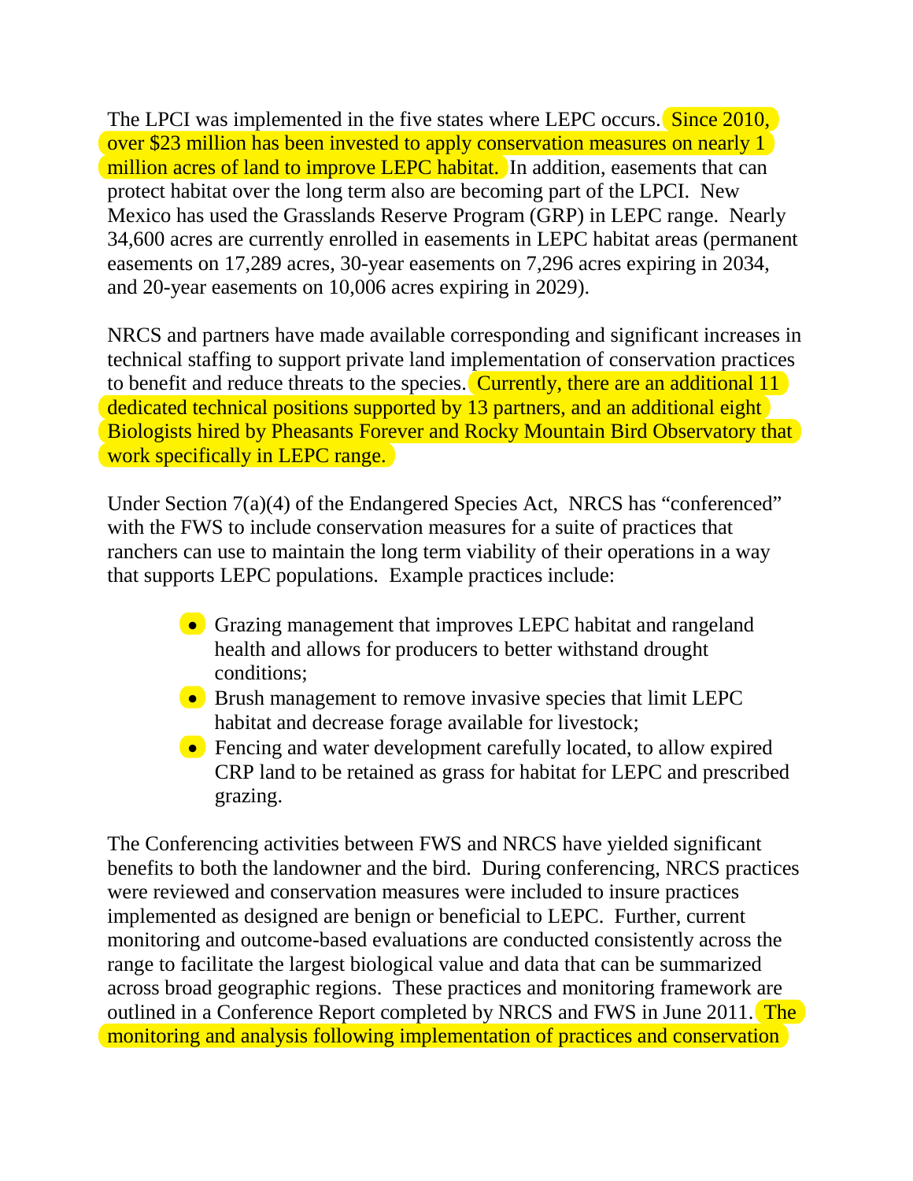The LPCI was implemented in the five states where LEPC occurs. Since 2010, over $23 million has been invested to apply conservation measures on nearly 1 million acres of land to improve LEPC habitat. In addition, easements that can protect habitat over the long term also are becoming part of the LPCI. New Mexico has used the Grasslands Reserve Program (GRP) in LEPC range. Nearly 34,600 acres are currently enrolled in easements in LEPC habitat areas (permanent easements on 17,289 acres, 30-year easements on 7,296 acres expiring in 2034, and 20-year easements on 10,006 acres expiring in 2029).

NRCS and partners have made available corresponding and significant increases in technical staffing to support private land implementation of conservation practices to benefit and reduce threats to the species. Currently, there are an additional 11 dedicated technical positions supported by 13 partners, and an additional eight Biologists hired by Pheasants Forever and Rocky Mountain Bird Observatory that work specifically in LEPC range.

Under Section 7(a)(4) of the Endangered Species Act, NRCS has "conferenced" with the FWS to include conservation measures for a suite of practices that ranchers can use to maintain the long term viability of their operations in a way that supports LEPC populations. Example practices include:

- Grazing management that improves LEPC habitat and rangeland health and allows for producers to better withstand drought conditions;
- Brush management to remove invasive species that limit LEPC habitat and decrease forage available for livestock;
- Fencing and water development carefully located, to allow expired CRP land to be retained as grass for habitat for LEPC and prescribed grazing.

The Conferencing activities between FWS and NRCS have yielded significant benefits to both the landowner and the bird. During conferencing, NRCS practices were reviewed and conservation measures were included to insure practices implemented as designed are benign or beneficial to LEPC. Further, current monitoring and outcome-based evaluations are conducted consistently across the range to facilitate the largest biological value and data that can be summarized across broad geographic regions. These practices and monitoring framework are outlined in a Conference Report completed by NRCS and FWS in June 2011. The monitoring and analysis following implementation of practices and conservation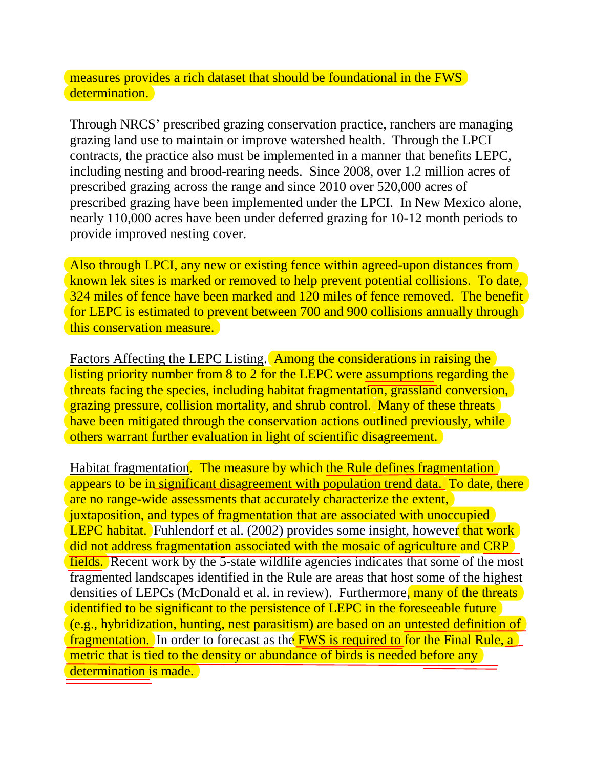measures provides a rich dataset that should be foundational in the FWS determination.

Through NRCS' prescribed grazing conservation practice, ranchers are managing grazing land use to maintain or improve watershed health. Through the LPCI contracts, the practice also must be implemented in a manner that benefits LEPC, including nesting and brood-rearing needs. Since 2008, over 1.2 million acres of prescribed grazing across the range and since 2010 over 520,000 acres of prescribed grazing have been implemented under the LPCI. In New Mexico alone, nearly 110,000 acres have been under deferred grazing for 10-12 month periods to provide improved nesting cover.

Also through LPCI, any new or existing fence within agreed-upon distances from known lek sites is marked or removed to help prevent potential collisions. To date, 324 miles of fence have been marked and 120 miles of fence removed. The benefit for LEPC is estimated to prevent between 700 and 900 collisions annually through this conservation measure.

Factors Affecting the LEPC Listing. Among the considerations in raising the listing priority number from 8 to 2 for the LEPC were assumptions regarding the threats facing the species, including habitat fragmentation, grassland conversion, grazing pressure, collision mortality, and shrub control. Many of these threats have been mitigated through the conservation actions outlined previously, while others warrant further evaluation in light of scientific disagreement.

Habitat fragmentation. The measure by which the Rule defines fragmentation appears to be in significant disagreement with population trend data. To date, there are no range-wide assessments that accurately characterize the extent, juxtaposition, and types of fragmentation that are associated with unoccupied LEPC habitat. Fuhlendorf et al. (2002) provides some insight, however that work did not address fragmentation associated with the mosaic of agriculture and CRP fields. Recent work by the 5-state wildlife agencies indicates that some of the most fragmented landscapes identified in the Rule are areas that host some of the highest densities of LEPCs (McDonald et al. in review). Furthermore, many of the threats identified to be significant to the persistence of LEPC in the foreseeable future (e.g., hybridization, hunting, nest parasitism) are based on an untested definition of fragmentation. In order to forecast as the FWS is required to for the Final Rule, a metric that is tied to the density or abundance of birds is needed before any determination is made.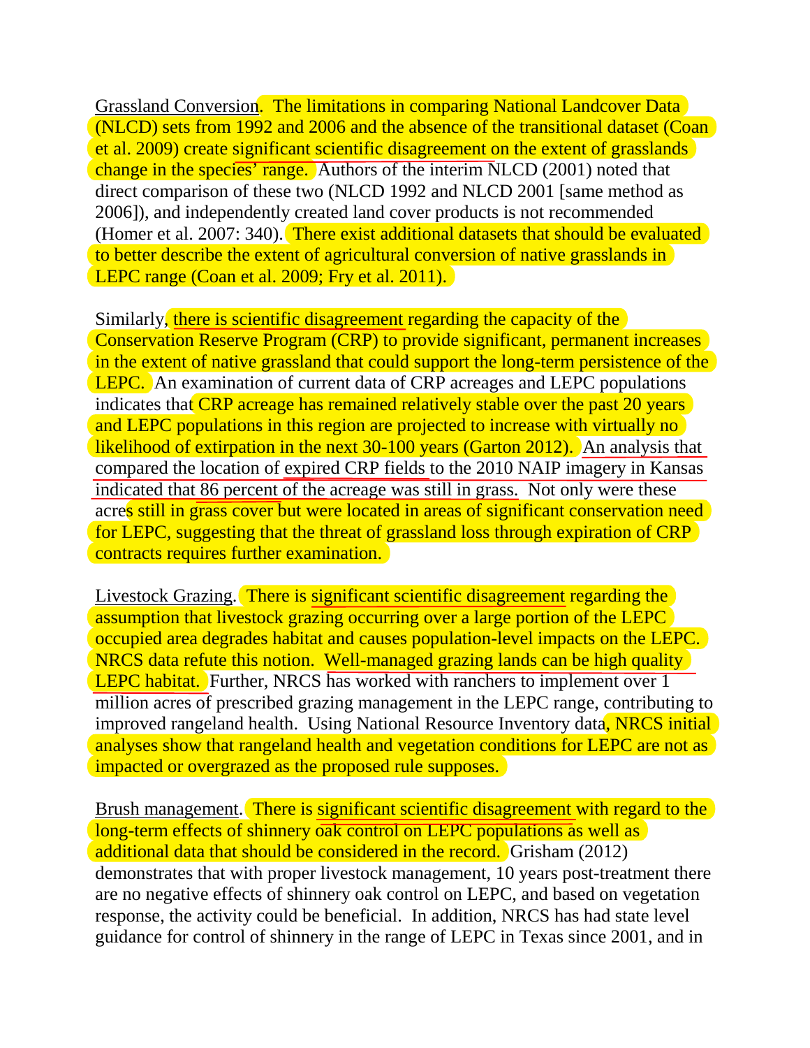Grassland Conversion. The limitations in comparing National Landcover Data (NLCD) sets from 1992 and 2006 and the absence of the transitional dataset (Coan et al. 2009) create significant scientific disagreement on the extent of grasslands change in the species' range. Authors of the interim NLCD (2001) noted that direct comparison of these two (NLCD 1992 and NLCD 2001 [same method as 2006]), and independently created land cover products is not recommended (Homer et al. 2007: 340). There exist additional datasets that should be evaluated to better describe the extent of agricultural conversion of native grasslands in LEPC range (Coan et al. 2009; Fry et al. 2011).

Similarly, there is scientific disagreement regarding the capacity of the Conservation Reserve Program (CRP) to provide significant, permanent increases in the extent of native grassland that could support the long-term persistence of the LEPC. An examination of current data of CRP acreages and LEPC populations indicates that CRP acreage has remained relatively stable over the past 20 years and LEPC populations in this region are projected to increase with virtually no likelihood of extirpation in the next 30-100 years (Garton 2012). An analysis that compared the location of expired CRP fields to the 2010 NAIP imagery in Kansas indicated that 86 percent of the acreage was still in grass. Not only were these acres still in grass cover but were located in areas of significant conservation need for LEPC, suggesting that the threat of grassland loss through expiration of CRP contracts requires further examination.

Livestock Grazing. There is significant scientific disagreement regarding the assumption that livestock grazing occurring over a large portion of the LEPC occupied area degrades habitat and causes population-level impacts on the LEPC. NRCS data refute this notion. Well-managed grazing lands can be high quality LEPC habitat. Further, NRCS has worked with ranchers to implement over 1 million acres of prescribed grazing management in the LEPC range, contributing to improved rangeland health. Using National Resource Inventory data, NRCS initial analyses show that rangeland health and vegetation conditions for LEPC are not as impacted or overgrazed as the proposed rule supposes.

Brush management. There is significant scientific disagreement with regard to the long-term effects of shinnery oak control on LEPC populations as well as additional data that should be considered in the record. Grisham (2012) demonstrates that with proper livestock management, 10 years post-treatment there are no negative effects of shinnery oak control on LEPC, and based on vegetation response, the activity could be beneficial. In addition, NRCS has had state level guidance for control of shinnery in the range of LEPC in Texas since 2001, and in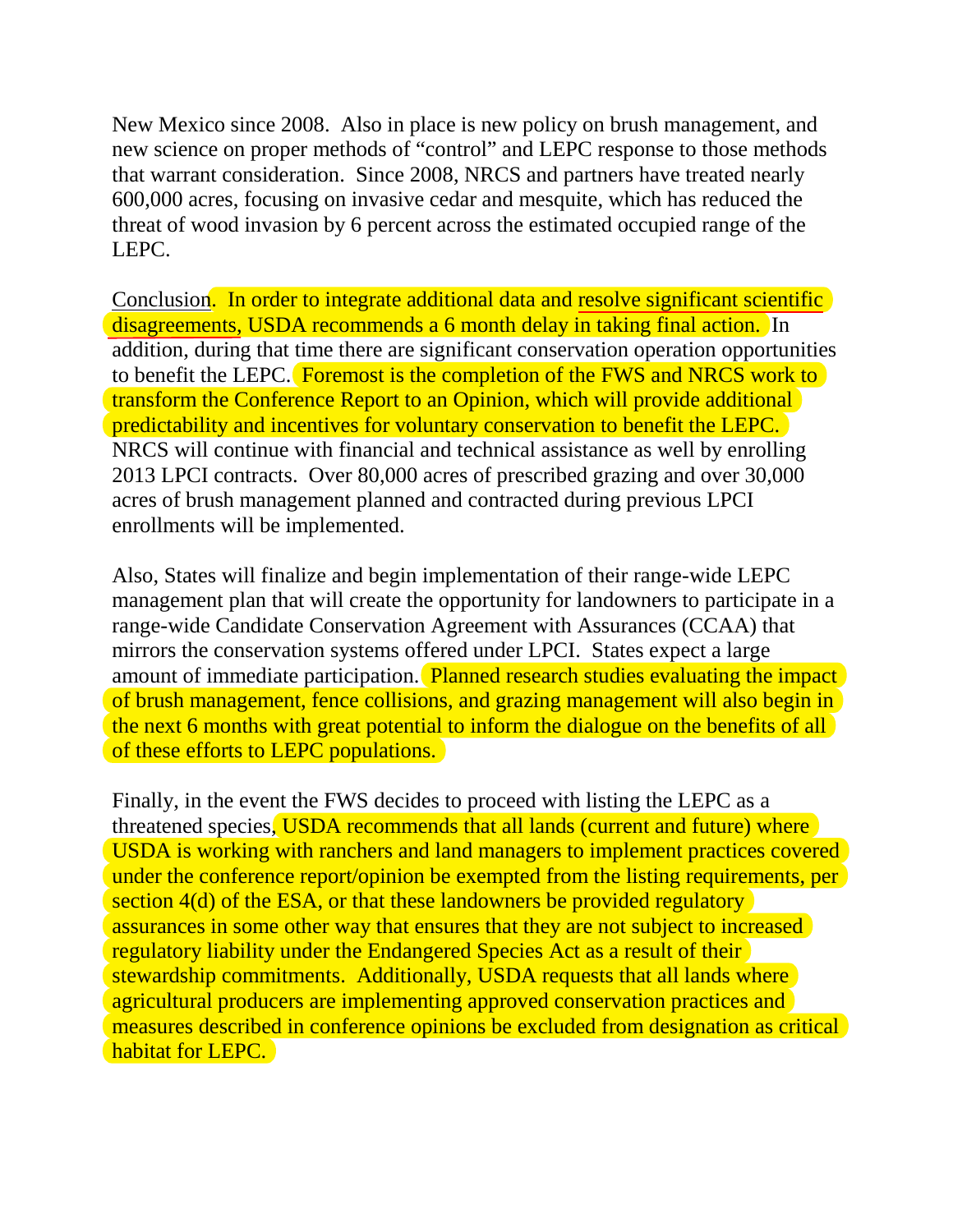New Mexico since 2008. Also in place is new policy on brush management, and new science on proper methods of "control" and LEPC response to those methods that warrant consideration. Since 2008, NRCS and partners have treated nearly 600,000 acres, focusing on invasive cedar and mesquite, which has reduced the threat of wood invasion by 6 percent across the estimated occupied range of the LEPC.

Conclusion. In order to integrate additional data and resolve significant scientific disagreements, USDA recommends a 6 month delay in taking final action. In addition, during that time there are significant conservation operation opportunities to benefit the LEPC. Foremost is the completion of the FWS and NRCS work to transform the Conference Report to an Opinion, which will provide additional predictability and incentives for voluntary conservation to benefit the LEPC. NRCS will continue with financial and technical assistance as well by enrolling 2013 LPCI contracts. Over 80,000 acres of prescribed grazing and over 30,000 acres of brush management planned and contracted during previous LPCI enrollments will be implemented.

Also, States will finalize and begin implementation of their range-wide LEPC management plan that will create the opportunity for landowners to participate in a range-wide Candidate Conservation Agreement with Assurances (CCAA) that mirrors the conservation systems offered under LPCI. States expect a large amount of immediate participation. Planned research studies evaluating the impact of brush management, fence collisions, and grazing management will also begin in the next 6 months with great potential to inform the dialogue on the benefits of all of these efforts to LEPC populations.

Finally, in the event the FWS decides to proceed with listing the LEPC as a threatened species, USDA recommends that all lands (current and future) where USDA is working with ranchers and land managers to implement practices covered under the conference report/opinion be exempted from the listing requirements, per section 4(d) of the ESA, or that these landowners be provided regulatory assurances in some other way that ensures that they are not subject to increased regulatory liability under the Endangered Species Act as a result of their stewardship commitments. Additionally, USDA requests that all lands where agricultural producers are implementing approved conservation practices and measures described in conference opinions be excluded from designation as critical habitat for LEPC.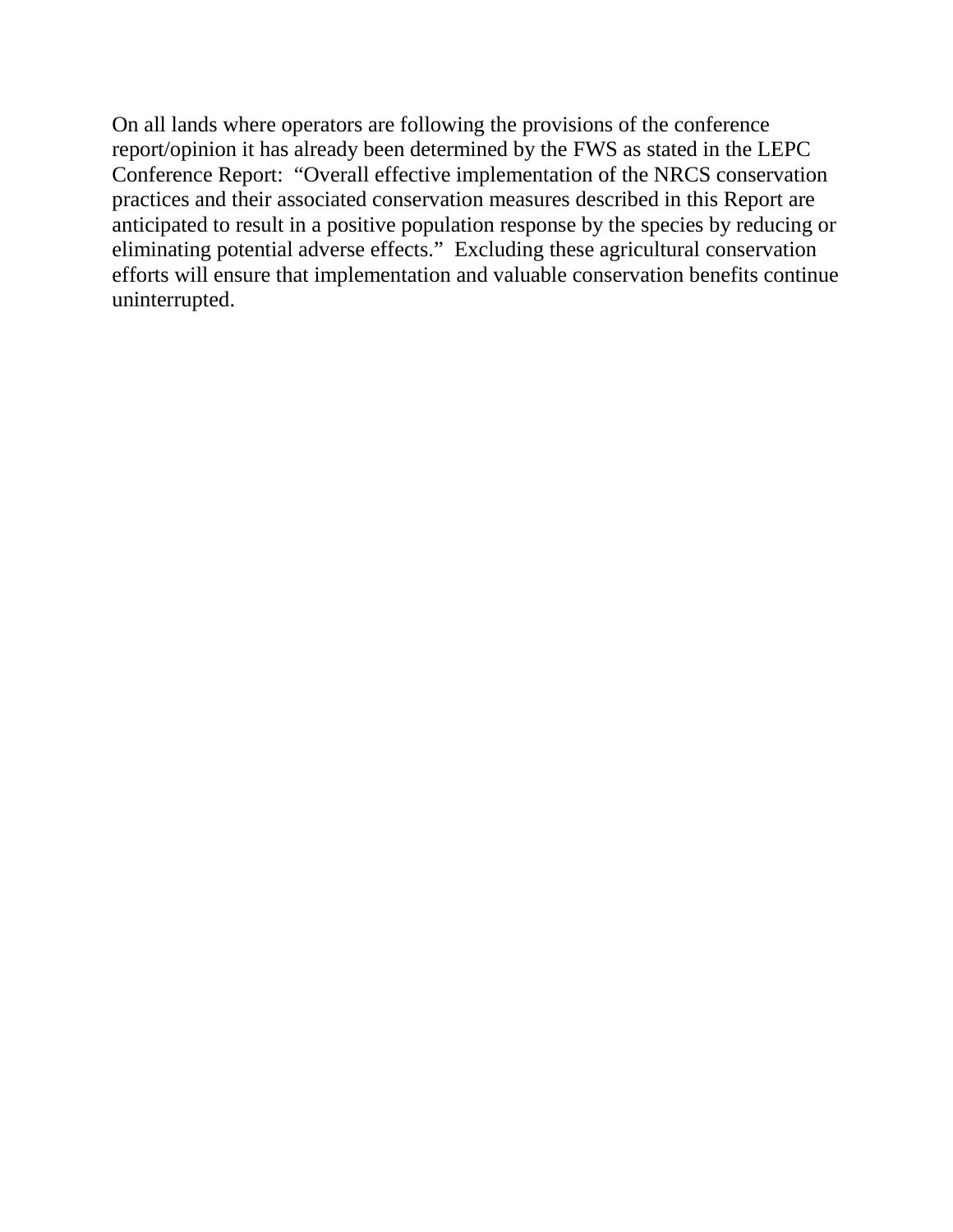On all lands where operators are following the provisions of the conference report/opinion it has already been determined by the FWS as stated in the LEPC Conference Report: "Overall effective implementation of the NRCS conservation practices and their associated conservation measures described in this Report are anticipated to result in a positive population response by the species by reducing or eliminating potential adverse effects." Excluding these agricultural conservation efforts will ensure that implementation and valuable conservation benefits continue uninterrupted.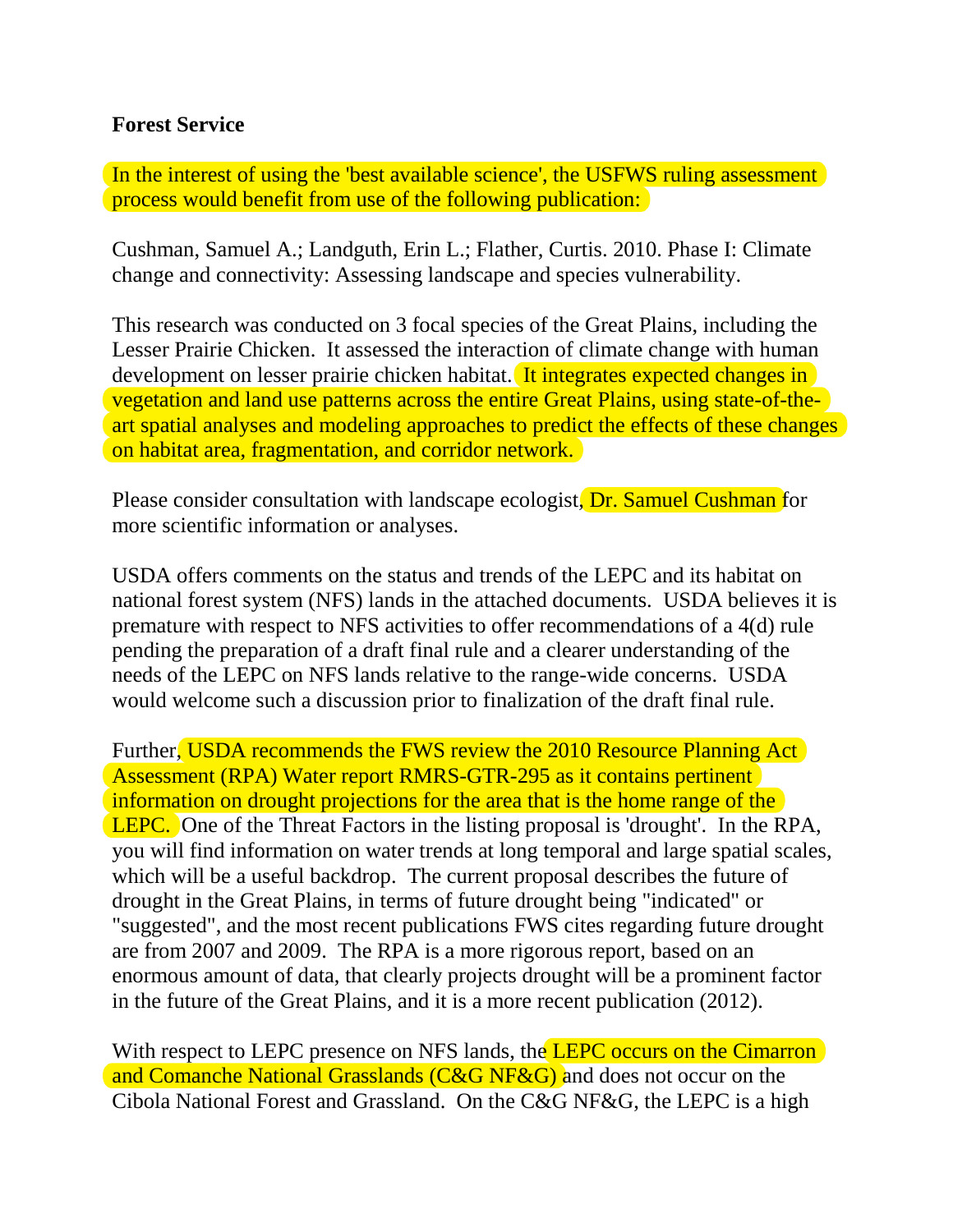**Forest Service**

In the interest of using the 'best available science', the USFWS ruling assessment process would benefit from use of the following publication:

Cushman, Samuel A.; Landguth, Erin L.; Flather, Curtis. 2010. Phase I: Climate change and connectivity: Assessing landscape and species vulnerability.

This research was conducted on 3 focal species of the Great Plains, including the Lesser Prairie Chicken. It assessed the interaction of climate change with human development on lesser prairie chicken habitat. It integrates expected changes in vegetation and land use patterns across the entire Great Plains, using state-of-the-art spatial analyses and modeling approaches to predict the effects of these changes on habitat area, fragmentation, and corridor network.

Please consider consultation with landscape ecologist, Dr. Samuel Cushman for more scientific information or analyses.

USDA offers comments on the status and trends of the LEPC and its habitat on national forest system (NFS) lands in the attached documents. USDA believes it is premature with respect to NFS activities to offer recommendations of a 4(d) rule pending the preparation of a draft final rule and a clearer understanding of the needs of the LEPC on NFS lands relative to the range-wide concerns. USDA would welcome such a discussion prior to finalization of the draft final rule.

Further, USDA recommends the FWS review the 2010 Resource Planning Act Assessment (RPA) Water report RMRS-GTR-295 as it contains pertinent information on drought projections for the area that is the home range of the LEPC. One of the Threat Factors in the listing proposal is 'drought'. In the RPA, you will find information on water trends at long temporal and large spatial scales, which will be a useful backdrop. The current proposal describes the future of drought in the Great Plains, in terms of future drought being "indicated" or "suggested", and the most recent publications FWS cites regarding future drought are from 2007 and 2009. The RPA is a more rigorous report, based on an enormous amount of data, that clearly projects drought will be a prominent factor in the future of the Great Plains, and it is a more recent publication (2012).

With respect to LEPC presence on NFS lands, the LEPC occurs on the Cimarron and Comanche National Grasslands (C&G NF&G) and does not occur on the Cibola National Forest and Grassland. On the C&G NF&G, the LEPC is a high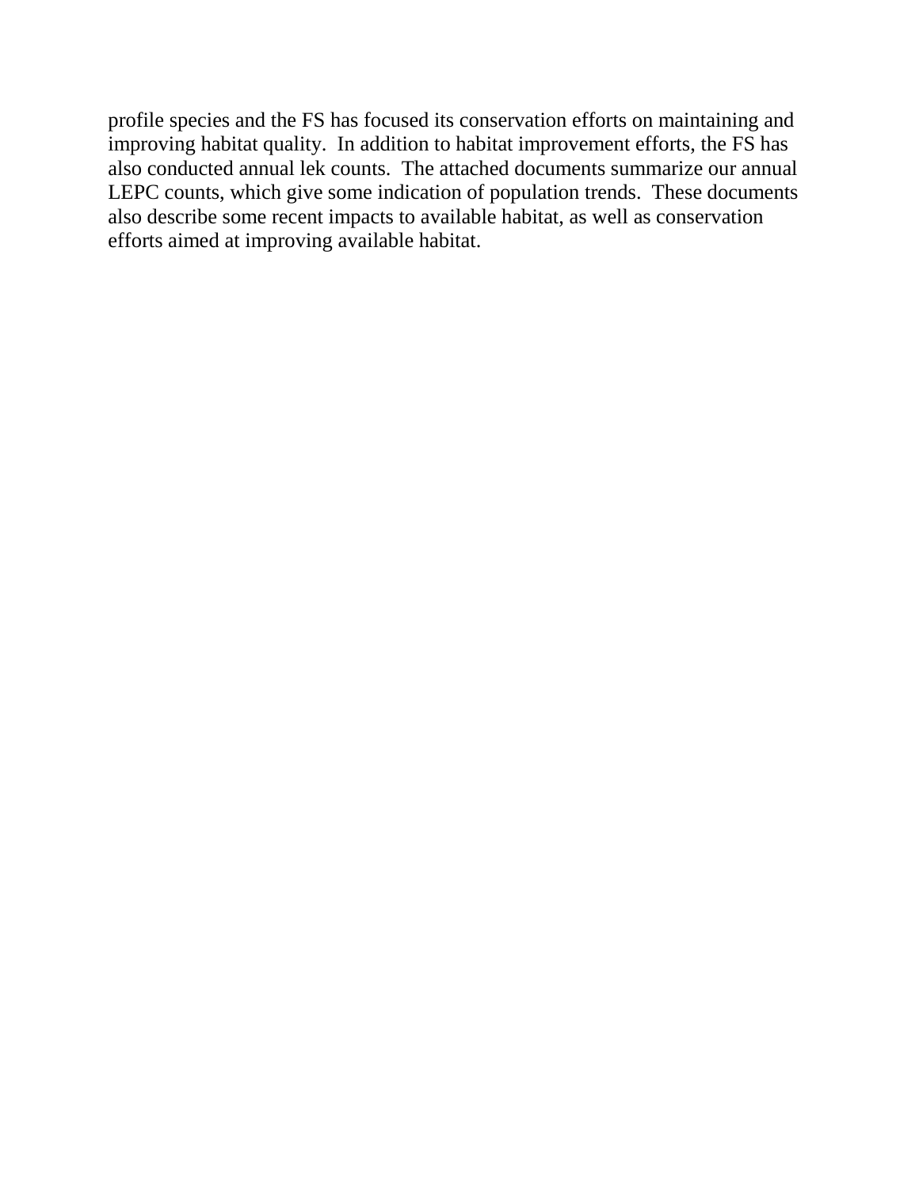profile species and the FS has focused its conservation efforts on maintaining and improving habitat quality. In addition to habitat improvement efforts, the FS has also conducted annual lek counts. The attached documents summarize our annual LEPC counts, which give some indication of population trends. These documents also describe some recent impacts to available habitat, as well as conservation efforts aimed at improving available habitat.